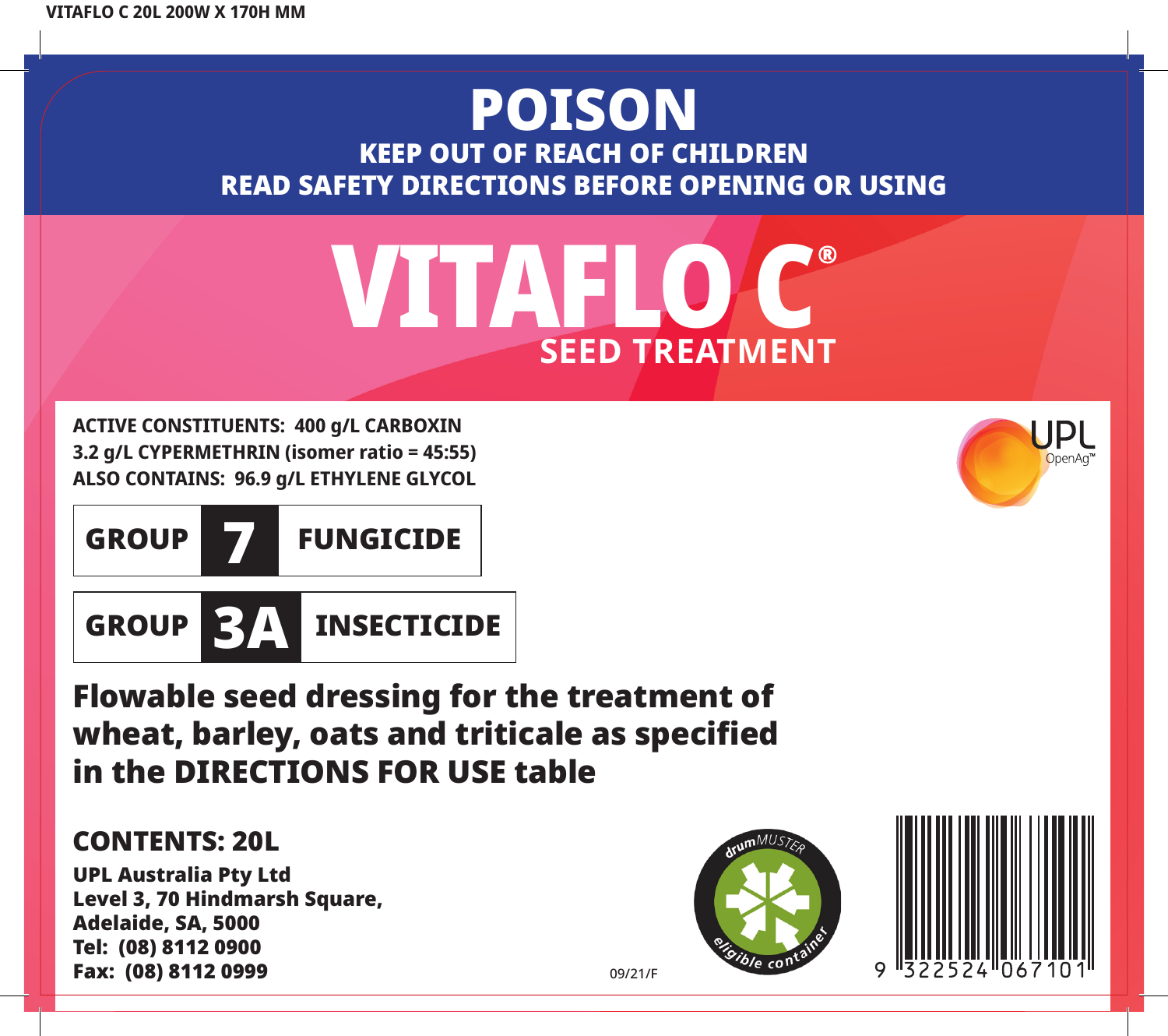VITAFLO C 20L 200W X 170H MM

# POISON

**KEEP OUT OF REACH OF CHILDREN**

**READ SAFETY DIRECTIONS BEFORE OPENING OR USING**

# VITAFLO C®

## SEED TREATMENT

**ACTIVE CONSTITUENTS: 400 g/L CARBOXIN**
**3.2 g/L CYPERMETHRIN (isomer ratio = 45:55)**
**ALSO CONTAINS: 96.9 g/L ETHYLENE GLYCOL**

UPL OpenAg™

**GROUP 7 FUNGICIDE**

**GROUP 3A INSECTICIDE**

**Flowable seed dressing for the treatment of wheat, barley, oats and triticale as specified in the DIRECTIONS FOR USE table**

**CONTENTS: 20L**

**UPL Australia Pty Ltd**
**Level 3, 70 Hindmarsh Square,**
**Adelaide, SA, 5000**
**Tel: (08) 8112 0900**
**Fax: (08) 8112 0999**

09/21/F

drumMUSTER eligible container

9 322524 067101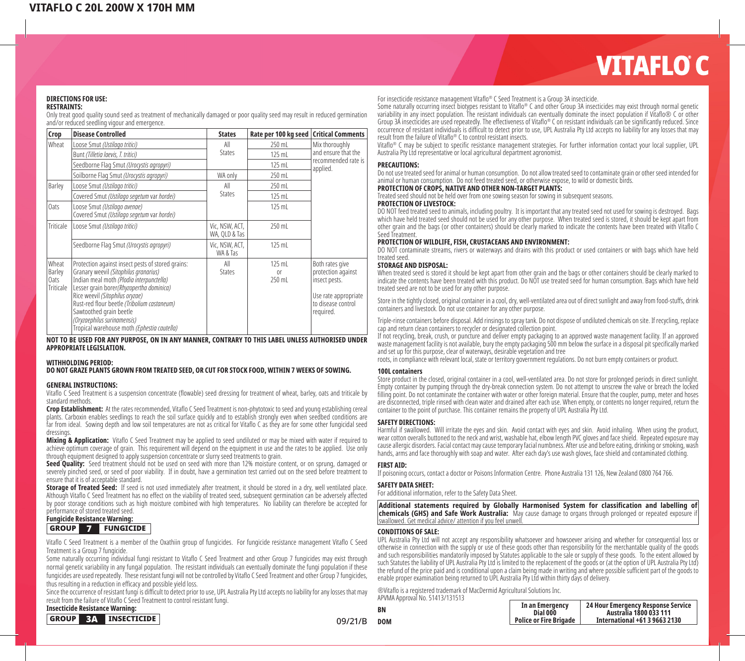# VITAFLO® C

**DIRECTIONS FOR USE:**

**RESTRAINTS:**

Only treat good quality sound seed as treatment of mechanically damaged or poor quality seed may result in reduced germination and/or reduced seedling vigour and emergence.

| Crop | Disease Controlled | States | Rate per 100 kg seed | Critical Comments |
|---|---|---|---|---|
| Wheat | Loose Smut *(Ustilago tritici)* | All States | 250 mL | Mix thoroughly and ensure that the recommended rate is applied. |
| | Bunt *(Tilletia laevis, T. tritici)* | | 125 mL | |
| | Seedborne Flag Smut *(Urocystis agropyri)* | | 125 mL | |
| | Soilborne Flag Smut *(Urocystis agropyri)* | WA only | 250 mL | |
| Barley | Loose Smut *(Ustilago tritici)* | All States | 250 mL | |
| | Covered Smut *(Ustilago segetum* var *hordei)* | | 125 mL | |
| Oats | Loose Smut *(Ustilago avenae)* Covered Smut *(Ustilago segetum* var *hordei)* | | 125 mL | |
| Triticale | Loose Smut *(Ustilago tritici)* | Vic, NSW, ACT, WA, QLD & Tas | 250 mL | |
| | Seedborne Flag Smut *(Urocystis agropyri)* | Vic, NSW, ACT, WA & Tas | 125 mL | |
| Wheat Barley Oats Triticale | Protection against insect pests of stored grains: Granary weevil *(Sitophilus granarius)* Indian meal moth *(Plodia interpunctella)* Lesser grain borer *(Rhyzopertha dominica)* Rice weevil *(Sitophilus oryzae)* Rust-red flour beetle *(Tribolium castaneum)* Sawtoothed grain beetle *(Oryzaephilus surinamensis)* Tropical warehouse moth *(Ephestia cautella)* | All States | 125 mL or 250 mL | Both rates give protection against insect pests. Use rate appropriate to disease control required. |

**NOT TO BE USED FOR ANY PURPOSE, ON IN ANY MANNER, CONTRARY TO THIS LABEL UNLESS AUTHORISED UNDER APPROPRIATE LEGISLATION.**

**WITHHOLDING PERIOD:**

**DO NOT GRAZE PLANTS GROWN FROM TREATED SEED, OR CUT FOR STOCK FOOD, WITHIN 7 WEEKS OF SOWING.**

**GENERAL INSTRUCTIONS:**

Vitaflo C Seed Treatment is a suspension concentrate (flowable) seed dressing for treatment of wheat, barley, oats and triticale by standard methods.

**Crop Establishment:** At the rates recommended, Vitaflo C Seed Treatment is non-phytotoxic to seed and young establishing cereal plants. Carboxin enables seedlings to reach the soil surface quickly and to establish strongly even when seedbed conditions are far from ideal. Sowing depth and low soil temperatures are not as critical for Vitaflo C as they are for some other fungicidal seed dressings.

**Mixing & Application:** Vitaflo C Seed Treatment may be applied to seed undiluted or may be mixed with water if required to achieve optimum coverage of grain. This requirement will depend on the equipment in use and the rates to be applied. Use only through equipment designed to apply suspension concentrate or slurry seed treatments to grain.

**Seed Quality:** Seed treatment should not be used on seed with more than 12% moisture content, or on sprung, damaged or severely pinched seed, or seed of poor viability. If in doubt, have a germination test carried out on the seed before treatment to ensure that it is of acceptable standard.

**Storage of Treated Seed:** If seed is not used immediately after treatment, it should be stored in a dry, well ventilated place. Although Vitaflo C Seed Treatment has no effect on the viability of treated seed, subsequent germination can be adversely affected by poor storage conditions such as high moisture combined with high temperatures. No liability can therefore be accepted for performance of stored treated seed.

**Fungicide Resistance Warning:**

**GROUP 7 FUNGICIDE**

Vitaflo C Seed Treatment is a member of the Oxathiin group of fungicides. For fungicide resistance management Vitaflo C Seed Treatment is a Group 7 fungicide.

Some naturally occurring individual fungi resistant to Vitaflo C Seed Treatment and other Group 7 fungicides may exist through normal genetic variability in any fungal population. The resistant individuals can eventually dominate the fungi population if these fungicides are used repeatedly. These resistant fungi will not be controlled by Vitaflo C Seed Treatment and other Group 7 fungicides, thus resulting in a reduction in efficacy and possible yield loss.

Since the occurrence of resistant fungi is difficult to detect prior to use, UPL Australia Pty Ltd accepts no liability for any losses that may result from the failure of Vitaflo C Seed Treatment to control resistant fungi.

**Insecticide Resistance Warning:**

**GROUP 3A INSECTICIDE**

For insecticide resistance management Vitaflo® C Seed Treatment is a Group 3A insecticide.

Some naturally occurring insect biotypes resistant to Vitaflo® C and other Group 3A insecticides may exist through normal genetic variability in any insect population. The resistant individuals can eventually dominate the insect population if Vitaflo® C or other Group 3A insecticides are used repeatedly. The effectiveness of Vitaflo® C on resistant individuals can be significantly reduced. Since occurrence of resistant individuals is difficult to detect prior to use, UPL Australia Pty Ltd accepts no liability for any losses that may result from the failure of Vitaflo® C to control resistant insects.

Vitaflo® C may be subject to specific resistance management strategies. For further information contact your local supplier, UPL Australia Pty Ltd representative or local agricultural department agronomist.

**PRECAUTIONS:**

Do not use treated seed for animal or human consumption. Do not allow treated seed to contaminate grain or other seed intended for animal or human consumption. Do not feed treated seed, or otherwise expose, to wild or domestic birds.

**PROTECTION OF CROPS, NATIVE AND OTHER NON-TARGET PLANTS:**

Treated seed should not be held over from one sowing season for sowing in subsequent seasons.

**PROTECTION OF LIVESTOCK:**

DO NOT feed treated seed to animals, including poultry. It is important that any treated seed not used for sowing is destroyed. Bags which have held treated seed should not be used for any other purpose. When treated seed is stored, it should be kept apart from other grain and the bags (or other containers) should be clearly marked to indicate the contents have been treated with Vitaflo C Seed Treatment.

**PROTECTION OF WILDLIFE, FISH, CRUSTACEANS AND ENVIRONMENT:**

DO NOT contaminate streams, rivers or waterways and drains with this product or used containers or with bags which have held treated seed.

**STORAGE AND DISPOSAL:**

When treated seed is stored it should be kept apart from other grain and the bags or other containers should be clearly marked to indicate the contents have been treated with this product. Do NOT use treated seed for human consumption. Bags which have held treated seed are not to be used for any other purpose.

Store in the tightly closed, original container in a cool, dry, well-ventilated area out of direct sunlight and away from food-stuffs, drink containers and livestock. Do not use container for any other purpose.

Triple-rinse containers before disposal. Add rinsings to spray tank. Do not dispose of undiluted chemicals on site. If recycling, replace cap and return clean containers to recycler or designated collection point.

If not recycling, break, crush, or puncture and deliver empty packaging to an approved waste management facility. If an approved waste management facility is not available, bury the empty packaging 500 mm below the surface in a disposal pit specifically marked and set up for this purpose, clear of waterways, desirable vegetation and tree roots, in compliance with relevant local, state or territory government regulations. Do not burn empty containers or product.

**100L containers**

Store product in the closed, original container in a cool, well-ventilated area. Do not store for prolonged periods in direct sunlight. Empty container by pumping through the dry-break connection system. Do not attempt to unscrew the valve or breach the locked filling point. Do not contaminate the container with water or other foreign material. Ensure that the coupler, pump, meter and hoses are disconnected, triple rinsed with clean water and drained after each use. When empty, or contents no longer required, return the container to the point of purchase. This container remains the property of UPL Australia Pty Ltd.

**SAFETY DIRECTIONS:**

Harmful if swallowed. Will irritate the eyes and skin. Avoid contact with eyes and skin. Avoid inhaling. When using the product, wear cotton overalls buttoned to the neck and wrist, washable hat, elbow length PVC gloves and face shield. Repeated exposure may cause allergic disorders. Facial contact may cause temporary facial numbness. After use and before eating, drinking or smoking, wash hands, arms and face thoroughly with soap and water. After each day's use wash gloves, face shield and contaminated clothing.

**FIRST AID:**

If poisoning occurs, contact a doctor or Poisons Information Centre. Phone Australia 131 126, New Zealand 0800 764 766.

**SAFETY DATA SHEET:**

For additional information, refer to the Safety Data Sheet.

**Additional statements required by Globally Harmonised System for classification and labelling of chemicals (GHS) and Safe Work Australia:** May cause damage to organs through prolonged or repeated exposure if swallowed. Get medical advice/ attention if you feel unwell.

**CONDITIONS OF SALE:**

UPL Australia Pty Ltd will not accept any responsibility whatsoever and howsoever arising and whether for consequential loss or otherwise in connection with the supply or use of these goods other than responsibility for the merchantable quality of the goods and such responsibilities mandatorily imposed by Statutes applicable to the sale or supply of these goods. To the extent allowed by such Statutes the liability of UPL Australia Pty Ltd is limited to the replacement of the goods or (at the option of UPL Australia Pty Ltd) the refund of the price paid and is conditional upon a claim being made in writing and where possible sufficient part of the goods to enable proper examination being returned to UPL Australia Pty Ltd within thirty days of delivery.

®Vitaflo is a registered trademark of MacDermid Agricultural Solutions Inc.

APVMA Approval No. 51413/131513

09/21/B

BN

DOM

| In an Emergency Dial 000 Police or Fire Brigade | 24 Hour Emergency Response Service Australia 1800 033 111 International +61 3 9663 2130 |
|---|---|